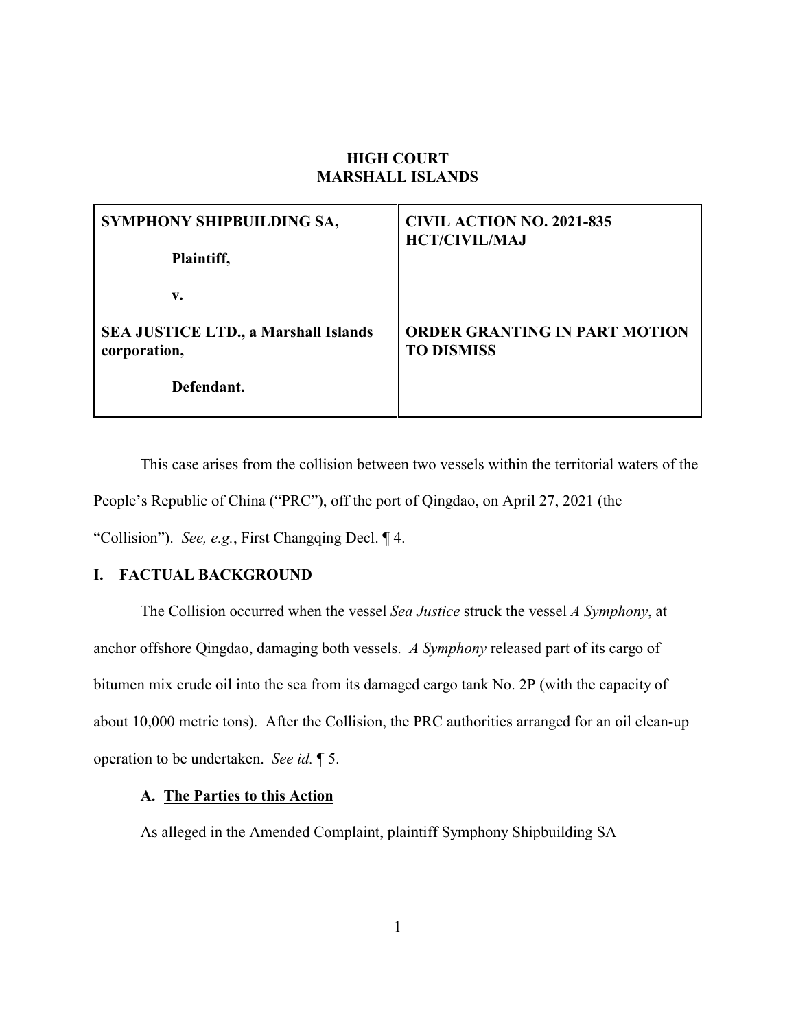**HIGH COURT**
**MARSHALL ISLANDS**

| **SYMPHONY SHIPBUILDING SA,** <br><br> **Plaintiff,** <br><br> **v.** <br><br> **SEA JUSTICE LTD., a Marshall Islands corporation,** <br><br> **Defendant.** | **CIVIL ACTION NO. 2021-835 HCT/CIVIL/MAJ** <br><br><br><br> **ORDER GRANTING IN PART MOTION TO DISMISS** |
|---|---|

This case arises from the collision between two vessels within the territorial waters of the People's Republic of China ("PRC"), off the port of Qingdao, on April 27, 2021 (the "Collision"). *See, e.g.*, First Changqing Decl. ¶ 4.

## I. FACTUAL BACKGROUND

The Collision occurred when the vessel *Sea Justice* struck the vessel *A Symphony*, at anchor offshore Qingdao, damaging both vessels. *A Symphony* released part of its cargo of bitumen mix crude oil into the sea from its damaged cargo tank No. 2P (with the capacity of about 10,000 metric tons). After the Collision, the PRC authorities arranged for an oil clean-up operation to be undertaken. *See id.* ¶ 5.

### A. The Parties to this Action

As alleged in the Amended Complaint, plaintiff Symphony Shipbuilding SA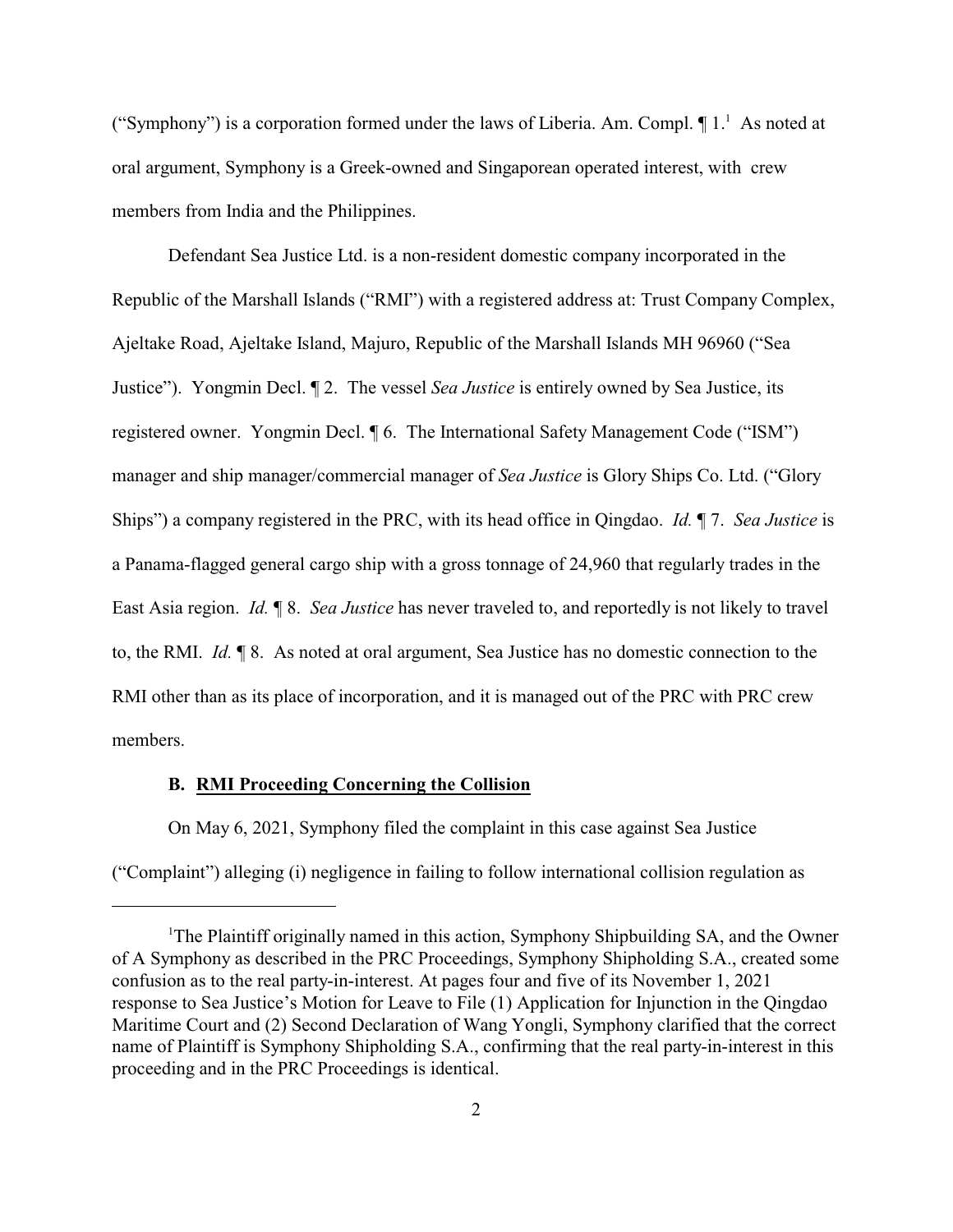("Symphony") is a corporation formed under the laws of Liberia. Am. Compl. ¶ 1.[1] As noted at oral argument, Symphony is a Greek-owned and Singaporean operated interest, with crew members from India and the Philippines.

Defendant Sea Justice Ltd. is a non-resident domestic company incorporated in the Republic of the Marshall Islands ("RMI") with a registered address at: Trust Company Complex, Ajeltake Road, Ajeltake Island, Majuro, Republic of the Marshall Islands MH 96960 ("Sea Justice"). Yongmin Decl. ¶ 2. The vessel *Sea Justice* is entirely owned by Sea Justice, its registered owner. Yongmin Decl. ¶ 6. The International Safety Management Code ("ISM") manager and ship manager/commercial manager of *Sea Justice* is Glory Ships Co. Ltd. ("Glory Ships") a company registered in the PRC, with its head office in Qingdao. *Id.* ¶ 7. *Sea Justice* is a Panama-flagged general cargo ship with a gross tonnage of 24,960 that regularly trades in the East Asia region. *Id.* ¶ 8. *Sea Justice* has never traveled to, and reportedly is not likely to travel to, the RMI. *Id.* ¶ 8. As noted at oral argument, Sea Justice has no domestic connection to the RMI other than as its place of incorporation, and it is managed out of the PRC with PRC crew members.

### B. RMI Proceeding Concerning the Collision

On May 6, 2021, Symphony filed the complaint in this case against Sea Justice ("Complaint") alleging (i) negligence in failing to follow international collision regulation as

---

[1] The Plaintiff originally named in this action, Symphony Shipbuilding SA, and the Owner of A Symphony as described in the PRC Proceedings, Symphony Shipholding S.A., created some confusion as to the real party-in-interest. At pages four and five of its November 1, 2021 response to Sea Justice's Motion for Leave to File (1) Application for Injunction in the Qingdao Maritime Court and (2) Second Declaration of Wang Yongli, Symphony clarified that the correct name of Plaintiff is Symphony Shipholding S.A., confirming that the real party-in-interest in this proceeding and in the PRC Proceedings is identical.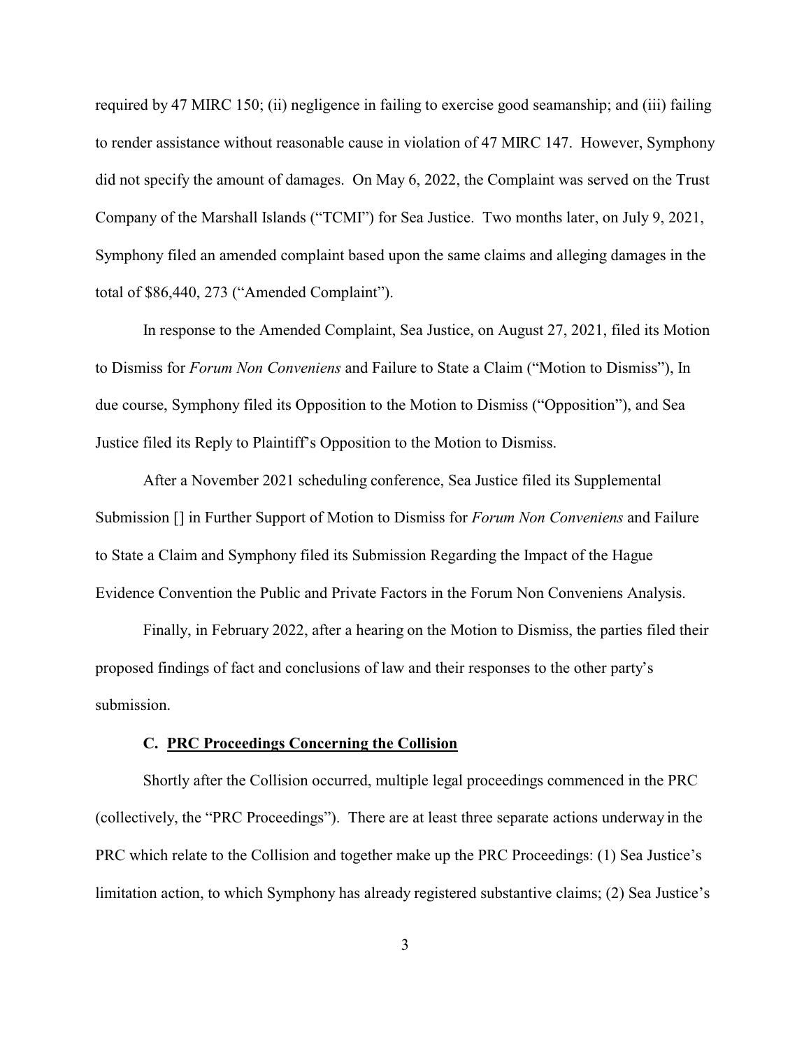required by 47 MIRC 150; (ii) negligence in failing to exercise good seamanship; and (iii) failing to render assistance without reasonable cause in violation of 47 MIRC 147. However, Symphony did not specify the amount of damages. On May 6, 2022, the Complaint was served on the Trust Company of the Marshall Islands ("TCMI") for Sea Justice. Two months later, on July 9, 2021, Symphony filed an amended complaint based upon the same claims and alleging damages in the total of $86,440, 273 ("Amended Complaint").

In response to the Amended Complaint, Sea Justice, on August 27, 2021, filed its Motion to Dismiss for *Forum Non Conveniens* and Failure to State a Claim ("Motion to Dismiss"), In due course, Symphony filed its Opposition to the Motion to Dismiss ("Opposition"), and Sea Justice filed its Reply to Plaintiff's Opposition to the Motion to Dismiss.

After a November 2021 scheduling conference, Sea Justice filed its Supplemental Submission [] in Further Support of Motion to Dismiss for *Forum Non Conveniens* and Failure to State a Claim and Symphony filed its Submission Regarding the Impact of the Hague Evidence Convention the Public and Private Factors in the Forum Non Conveniens Analysis.

Finally, in February 2022, after a hearing on the Motion to Dismiss, the parties filed their proposed findings of fact and conclusions of law and their responses to the other party's submission.

### C. PRC Proceedings Concerning the Collision

Shortly after the Collision occurred, multiple legal proceedings commenced in the PRC (collectively, the "PRC Proceedings"). There are at least three separate actions underway in the PRC which relate to the Collision and together make up the PRC Proceedings: (1) Sea Justice's limitation action, to which Symphony has already registered substantive claims; (2) Sea Justice's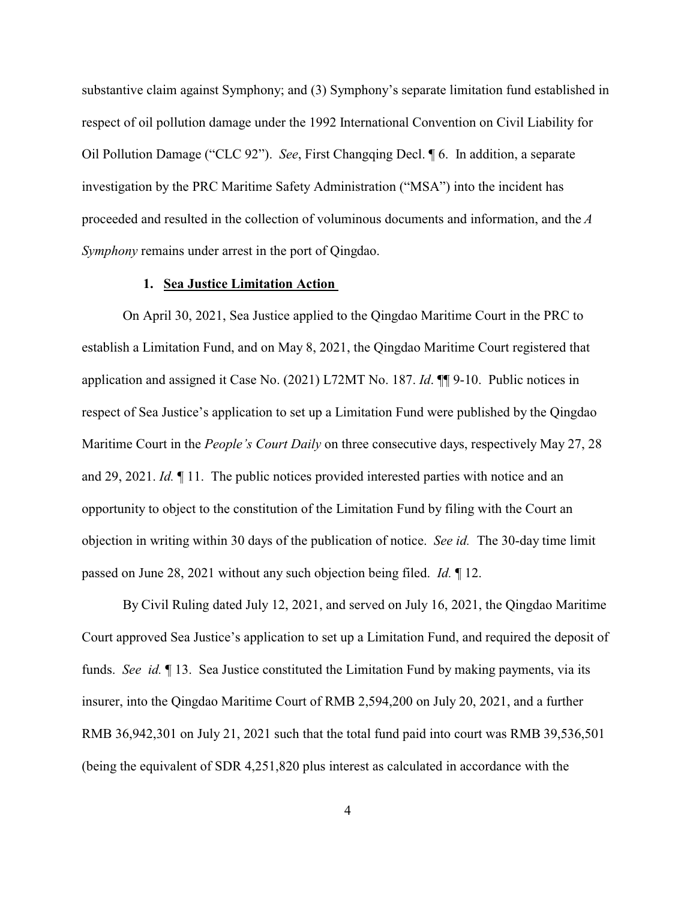substantive claim against Symphony; and (3) Symphony's separate limitation fund established in respect of oil pollution damage under the 1992 International Convention on Civil Liability for Oil Pollution Damage ("CLC 92"). *See*, First Changqing Decl. ¶ 6. In addition, a separate investigation by the PRC Maritime Safety Administration ("MSA") into the incident has proceeded and resulted in the collection of voluminous documents and information, and the *A Symphony* remains under arrest in the port of Qingdao.

**1. Sea Justice Limitation Action**

On April 30, 2021, Sea Justice applied to the Qingdao Maritime Court in the PRC to establish a Limitation Fund, and on May 8, 2021, the Qingdao Maritime Court registered that application and assigned it Case No. (2021) L72MT No. 187. *Id*. ¶¶ 9-10. Public notices in respect of Sea Justice's application to set up a Limitation Fund were published by the Qingdao Maritime Court in the *People's Court Daily* on three consecutive days, respectively May 27, 28 and 29, 2021. *Id.* ¶ 11. The public notices provided interested parties with notice and an opportunity to object to the constitution of the Limitation Fund by filing with the Court an objection in writing within 30 days of the publication of notice. *See id.* The 30-day time limit passed on June 28, 2021 without any such objection being filed. *Id.* ¶ 12.

By Civil Ruling dated July 12, 2021, and served on July 16, 2021, the Qingdao Maritime Court approved Sea Justice's application to set up a Limitation Fund, and required the deposit of funds. *See id.* ¶ 13. Sea Justice constituted the Limitation Fund by making payments, via its insurer, into the Qingdao Maritime Court of RMB 2,594,200 on July 20, 2021, and a further RMB 36,942,301 on July 21, 2021 such that the total fund paid into court was RMB 39,536,501 (being the equivalent of SDR 4,251,820 plus interest as calculated in accordance with the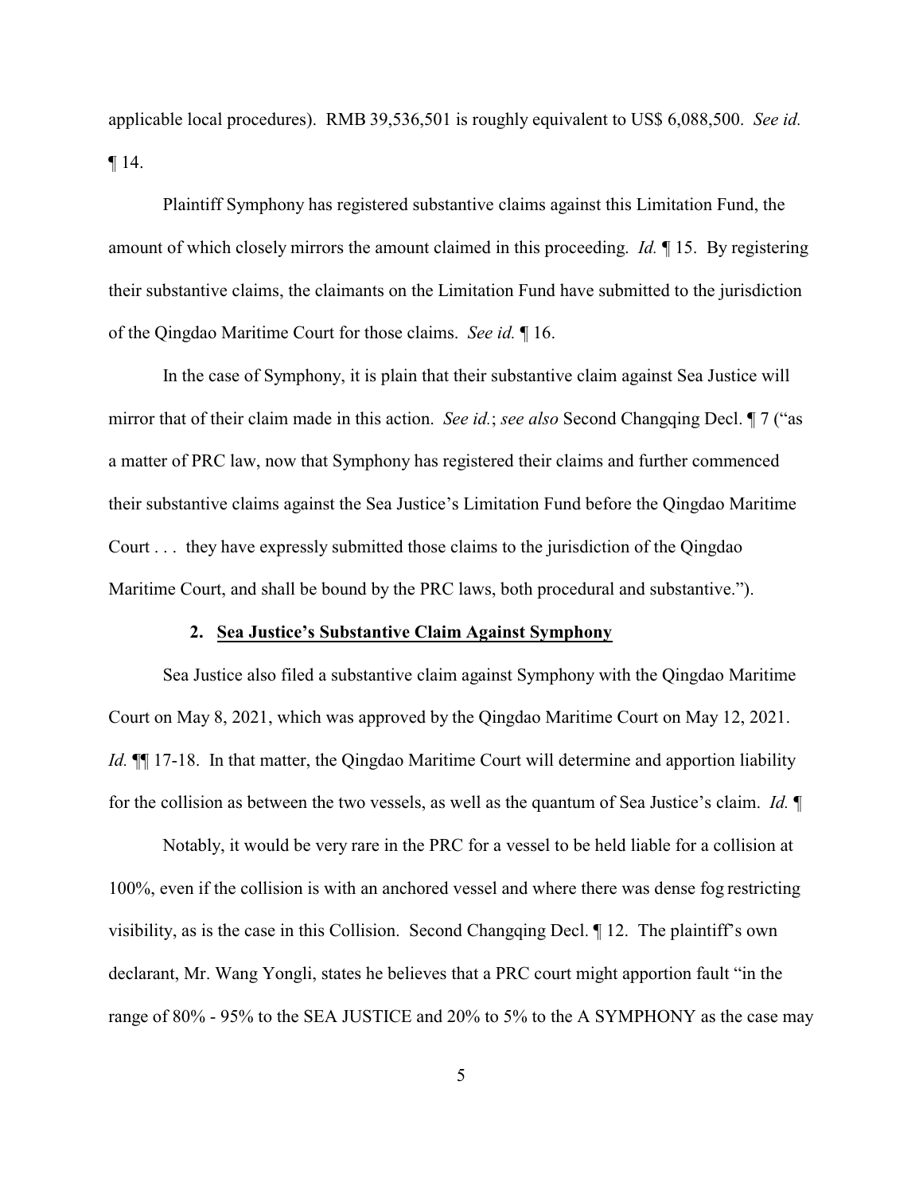applicable local procedures). RMB 39,536,501 is roughly equivalent to US$ 6,088,500. *See id.* ¶ 14.

Plaintiff Symphony has registered substantive claims against this Limitation Fund, the amount of which closely mirrors the amount claimed in this proceeding. *Id.* ¶ 15. By registering their substantive claims, the claimants on the Limitation Fund have submitted to the jurisdiction of the Qingdao Maritime Court for those claims. *See id.* ¶ 16.

In the case of Symphony, it is plain that their substantive claim against Sea Justice will mirror that of their claim made in this action. *See id.*; *see also* Second Changqing Decl. ¶ 7 ("as a matter of PRC law, now that Symphony has registered their claims and further commenced their substantive claims against the Sea Justice's Limitation Fund before the Qingdao Maritime Court . . . they have expressly submitted those claims to the jurisdiction of the Qingdao Maritime Court, and shall be bound by the PRC laws, both procedural and substantive.").

### 2. Sea Justice's Substantive Claim Against Symphony

Sea Justice also filed a substantive claim against Symphony with the Qingdao Maritime Court on May 8, 2021, which was approved by the Qingdao Maritime Court on May 12, 2021. *Id.* ¶¶ 17-18. In that matter, the Qingdao Maritime Court will determine and apportion liability for the collision as between the two vessels, as well as the quantum of Sea Justice's claim. *Id.* ¶

Notably, it would be very rare in the PRC for a vessel to be held liable for a collision at 100%, even if the collision is with an anchored vessel and where there was dense fog restricting visibility, as is the case in this Collision. Second Changqing Decl. ¶ 12. The plaintiff's own declarant, Mr. Wang Yongli, states he believes that a PRC court might apportion fault "in the range of 80% - 95% to the SEA JUSTICE and 20% to 5% to the A SYMPHONY as the case may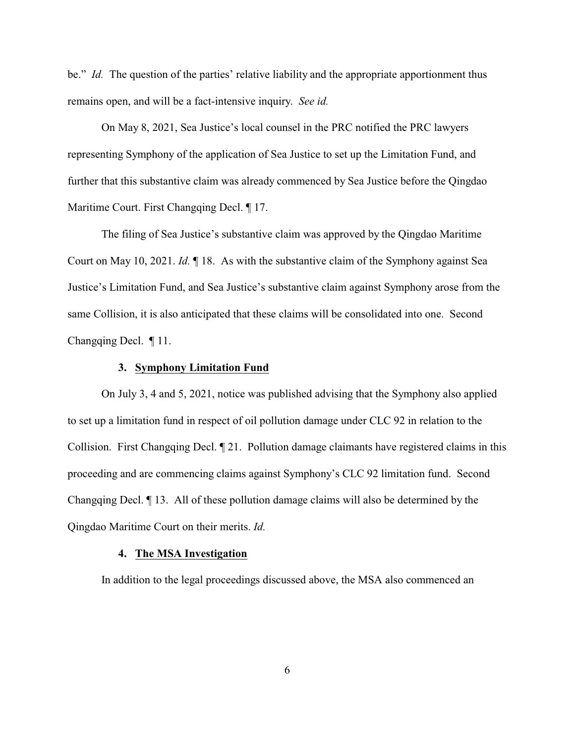be." *Id.* The question of the parties' relative liability and the appropriate apportionment thus remains open, and will be a fact-intensive inquiry. *See id.*

On May 8, 2021, Sea Justice's local counsel in the PRC notified the PRC lawyers representing Symphony of the application of Sea Justice to set up the Limitation Fund, and further that this substantive claim was already commenced by Sea Justice before the Qingdao Maritime Court. First Changqing Decl. ¶ 17.

The filing of Sea Justice's substantive claim was approved by the Qingdao Maritime Court on May 10, 2021. *Id.* ¶ 18. As with the substantive claim of the Symphony against Sea Justice's Limitation Fund, and Sea Justice's substantive claim against Symphony arose from the same Collision, it is also anticipated that these claims will be consolidated into one. Second Changqing Decl. ¶ 11.

### 3. Symphony Limitation Fund

On July 3, 4 and 5, 2021, notice was published advising that the Symphony also applied to set up a limitation fund in respect of oil pollution damage under CLC 92 in relation to the Collision. First Changqing Decl. ¶ 21. Pollution damage claimants have registered claims in this proceeding and are commencing claims against Symphony's CLC 92 limitation fund. Second Changqing Decl. ¶ 13. All of these pollution damage claims will also be determined by the Qingdao Maritime Court on their merits. *Id.*

### 4. The MSA Investigation

In addition to the legal proceedings discussed above, the MSA also commenced an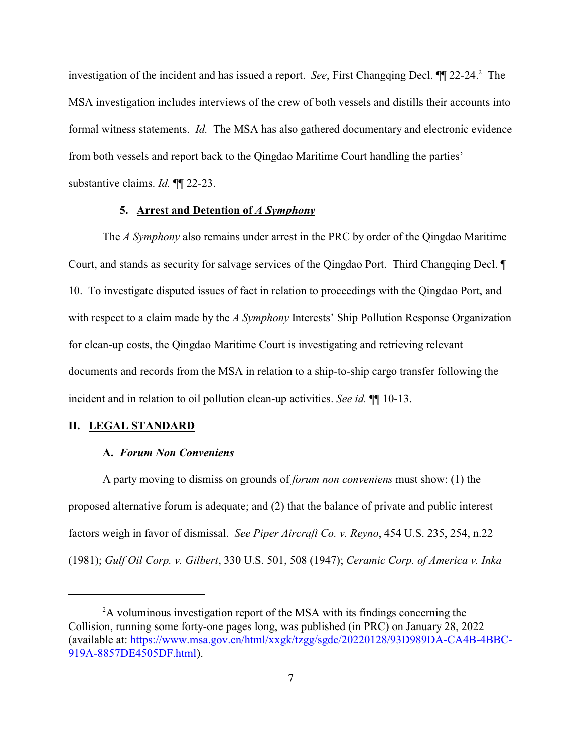investigation of the incident and has issued a report. *See*, First Changqing Decl. ¶¶ 22-24.[2] The MSA investigation includes interviews of the crew of both vessels and distills their accounts into formal witness statements. *Id.* The MSA has also gathered documentary and electronic evidence from both vessels and report back to the Qingdao Maritime Court handling the parties' substantive claims. *Id.* ¶¶ 22-23.

### 5. Arrest and Detention of *A Symphony*

The *A Symphony* also remains under arrest in the PRC by order of the Qingdao Maritime Court, and stands as security for salvage services of the Qingdao Port. Third Changqing Decl. ¶ 10. To investigate disputed issues of fact in relation to proceedings with the Qingdao Port, and with respect to a claim made by the *A Symphony* Interests' Ship Pollution Response Organization for clean-up costs, the Qingdao Maritime Court is investigating and retrieving relevant documents and records from the MSA in relation to a ship-to-ship cargo transfer following the incident and in relation to oil pollution clean-up activities. *See id.* ¶¶ 10-13.

## II. LEGAL STANDARD

### A. *Forum Non Conveniens*

A party moving to dismiss on grounds of *forum non conveniens* must show: (1) the proposed alternative forum is adequate; and (2) that the balance of private and public interest factors weigh in favor of dismissal. *See Piper Aircraft Co. v. Reyno*, 454 U.S. 235, 254, n.22 (1981); *Gulf Oil Corp. v. Gilbert*, 330 U.S. 501, 508 (1947); *Ceramic Corp. of America v. Inka*

---

[2] A voluminous investigation report of the MSA with its findings concerning the Collision, running some forty-one pages long, was published (in PRC) on January 28, 2022 (available at: https://www.msa.gov.cn/html/xxgk/tzgg/sgdc/20220128/93D989DA-CA4B-4BBC-919A-8857DE4505DF.html).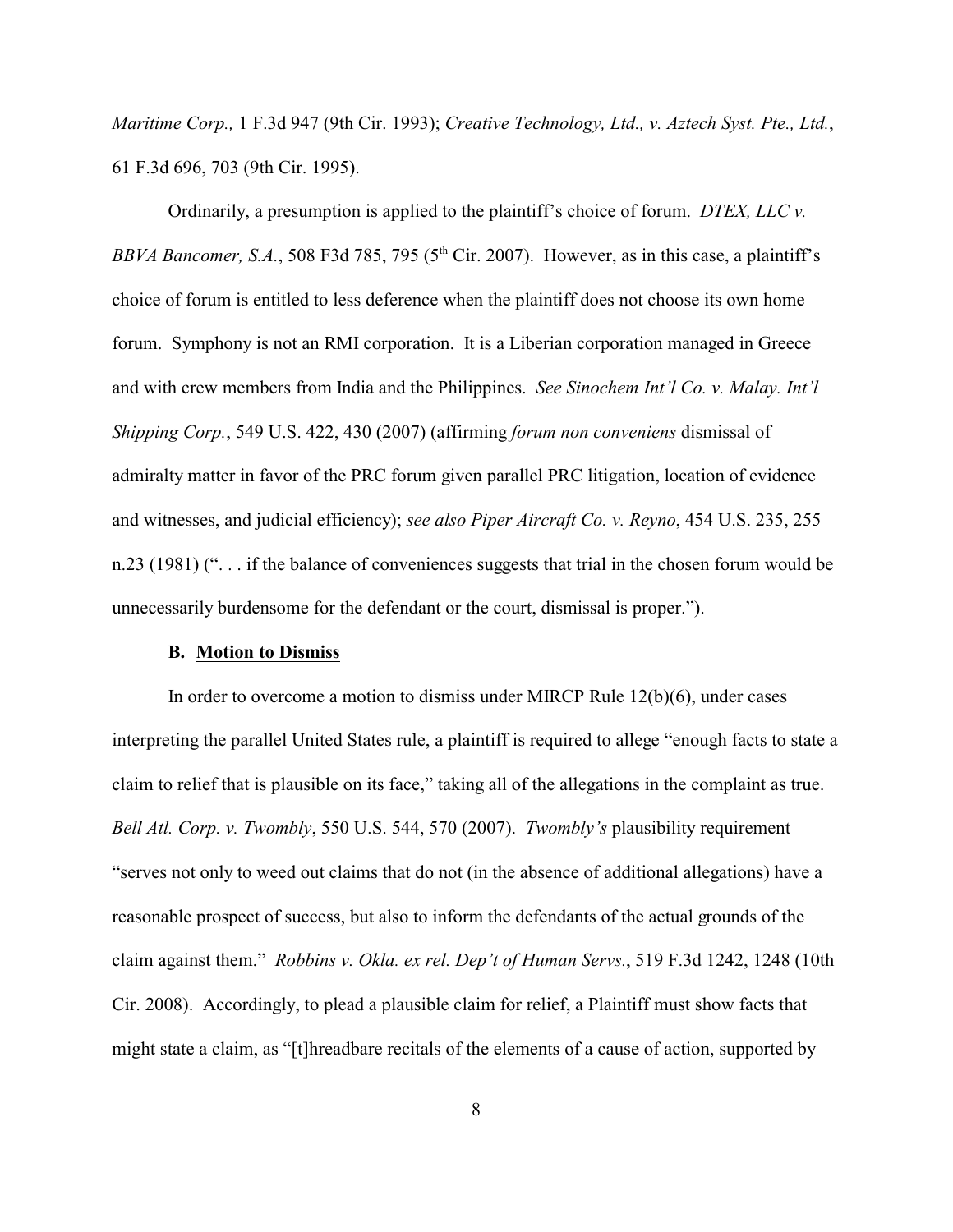*Maritime Corp.,* 1 F.3d 947 (9th Cir. 1993); *Creative Technology, Ltd., v. Aztech Syst. Pte., Ltd.*, 61 F.3d 696, 703 (9th Cir. 1995).

Ordinarily, a presumption is applied to the plaintiff's choice of forum. *DTEX, LLC v. BBVA Bancomer, S.A.*, 508 F3d 785, 795 (5th Cir. 2007). However, as in this case, a plaintiff's choice of forum is entitled to less deference when the plaintiff does not choose its own home forum. Symphony is not an RMI corporation. It is a Liberian corporation managed in Greece and with crew members from India and the Philippines. *See Sinochem Int'l Co. v. Malay. Int'l Shipping Corp.*, 549 U.S. 422, 430 (2007) (affirming *forum non conveniens* dismissal of admiralty matter in favor of the PRC forum given parallel PRC litigation, location of evidence and witnesses, and judicial efficiency); *see also Piper Aircraft Co. v. Reyno*, 454 U.S. 235, 255 n.23 (1981) (". . . if the balance of conveniences suggests that trial in the chosen forum would be unnecessarily burdensome for the defendant or the court, dismissal is proper.").

**B. Motion to Dismiss**

In order to overcome a motion to dismiss under MIRCP Rule 12(b)(6), under cases interpreting the parallel United States rule, a plaintiff is required to allege "enough facts to state a claim to relief that is plausible on its face," taking all of the allegations in the complaint as true. *Bell Atl. Corp. v. Twombly*, 550 U.S. 544, 570 (2007). *Twombly's* plausibility requirement "serves not only to weed out claims that do not (in the absence of additional allegations) have a reasonable prospect of success, but also to inform the defendants of the actual grounds of the claim against them." *Robbins v. Okla. ex rel. Dep't of Human Servs.*, 519 F.3d 1242, 1248 (10th Cir. 2008). Accordingly, to plead a plausible claim for relief, a Plaintiff must show facts that might state a claim, as "[t]hreadbare recitals of the elements of a cause of action, supported by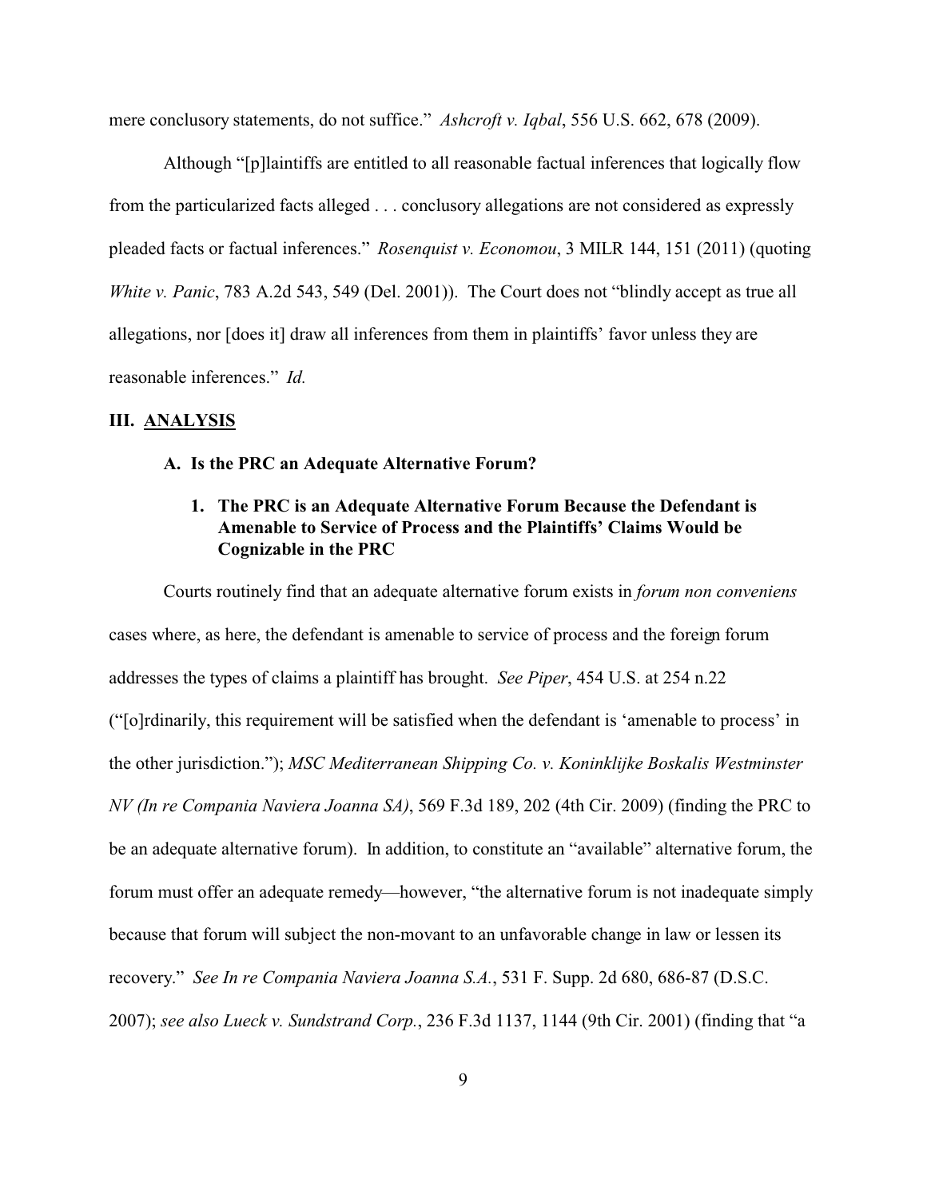mere conclusory statements, do not suffice." *Ashcroft v. Iqbal*, 556 U.S. 662, 678 (2009).

Although "[p]laintiffs are entitled to all reasonable factual inferences that logically flow from the particularized facts alleged . . . conclusory allegations are not considered as expressly pleaded facts or factual inferences." *Rosenquist v. Economou*, 3 MILR 144, 151 (2011) (quoting *White v. Panic*, 783 A.2d 543, 549 (Del. 2001)). The Court does not "blindly accept as true all allegations, nor [does it] draw all inferences from them in plaintiffs' favor unless they are reasonable inferences." *Id.*

## III. ANALYSIS

### A. Is the PRC an Adequate Alternative Forum?

#### 1. The PRC is an Adequate Alternative Forum Because the Defendant is Amenable to Service of Process and the Plaintiffs' Claims Would be Cognizable in the PRC

Courts routinely find that an adequate alternative forum exists in *forum non conveniens* cases where, as here, the defendant is amenable to service of process and the foreign forum addresses the types of claims a plaintiff has brought. *See Piper*, 454 U.S. at 254 n.22 ("[o]rdinarily, this requirement will be satisfied when the defendant is 'amenable to process' in the other jurisdiction."); *MSC Mediterranean Shipping Co. v. Koninklijke Boskalis Westminster NV (In re Compania Naviera Joanna SA)*, 569 F.3d 189, 202 (4th Cir. 2009) (finding the PRC to be an adequate alternative forum). In addition, to constitute an "available" alternative forum, the forum must offer an adequate remedy—however, "the alternative forum is not inadequate simply because that forum will subject the non-movant to an unfavorable change in law or lessen its recovery." *See In re Compania Naviera Joanna S.A.*, 531 F. Supp. 2d 680, 686-87 (D.S.C. 2007); *see also Lueck v. Sundstrand Corp.*, 236 F.3d 1137, 1144 (9th Cir. 2001) (finding that "a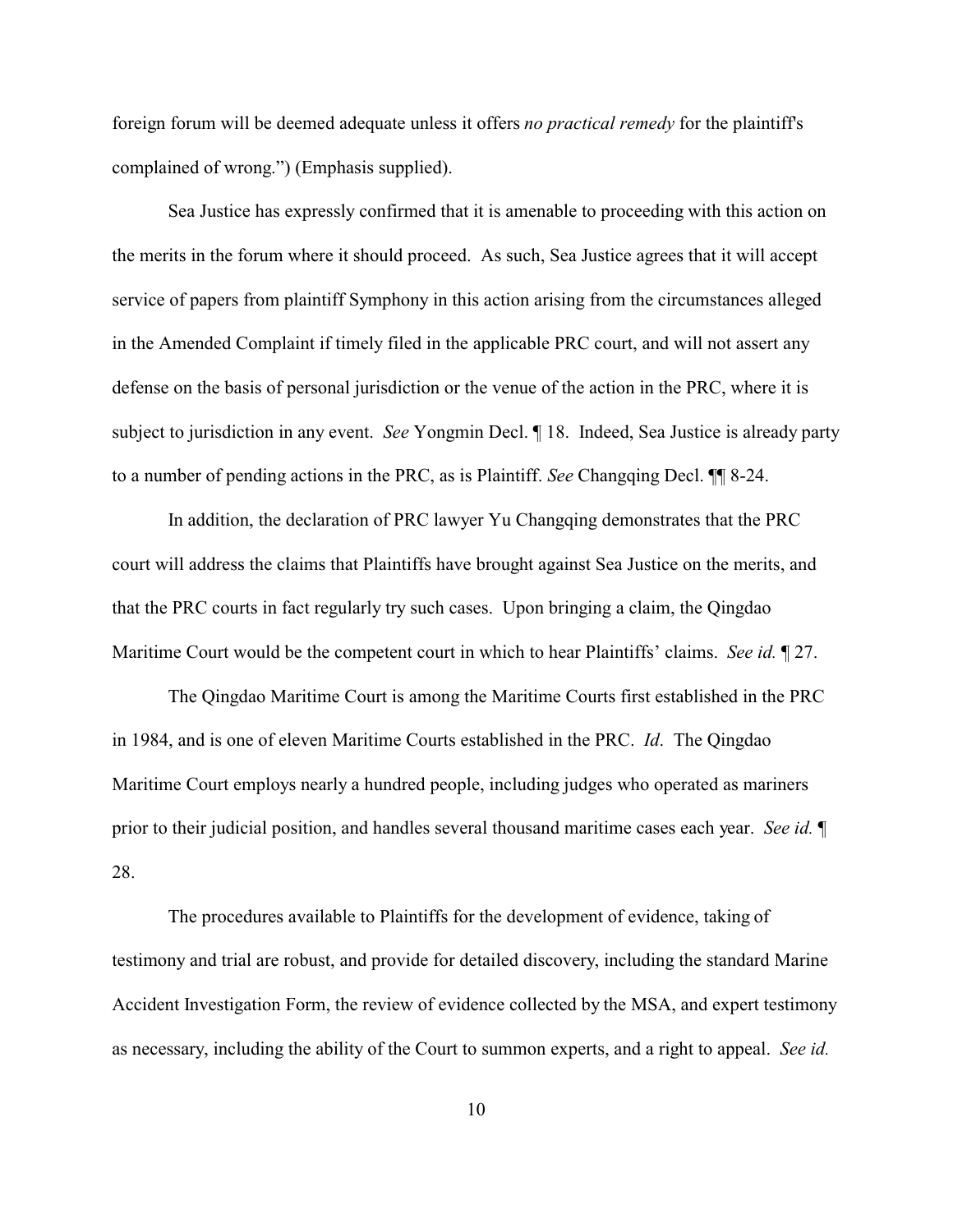foreign forum will be deemed adequate unless it offers *no practical remedy* for the plaintiff's complained of wrong.") (Emphasis supplied).

Sea Justice has expressly confirmed that it is amenable to proceeding with this action on the merits in the forum where it should proceed. As such, Sea Justice agrees that it will accept service of papers from plaintiff Symphony in this action arising from the circumstances alleged in the Amended Complaint if timely filed in the applicable PRC court, and will not assert any defense on the basis of personal jurisdiction or the venue of the action in the PRC, where it is subject to jurisdiction in any event. *See* Yongmin Decl. ¶ 18. Indeed, Sea Justice is already party to a number of pending actions in the PRC, as is Plaintiff. *See* Changqing Decl. ¶¶ 8-24.

In addition, the declaration of PRC lawyer Yu Changqing demonstrates that the PRC court will address the claims that Plaintiffs have brought against Sea Justice on the merits, and that the PRC courts in fact regularly try such cases. Upon bringing a claim, the Qingdao Maritime Court would be the competent court in which to hear Plaintiffs' claims. *See id.* ¶ 27.

The Qingdao Maritime Court is among the Maritime Courts first established in the PRC in 1984, and is one of eleven Maritime Courts established in the PRC. *Id*. The Qingdao Maritime Court employs nearly a hundred people, including judges who operated as mariners prior to their judicial position, and handles several thousand maritime cases each year. *See id.* ¶ 28.

The procedures available to Plaintiffs for the development of evidence, taking of testimony and trial are robust, and provide for detailed discovery, including the standard Marine Accident Investigation Form, the review of evidence collected by the MSA, and expert testimony as necessary, including the ability of the Court to summon experts, and a right to appeal. *See id.*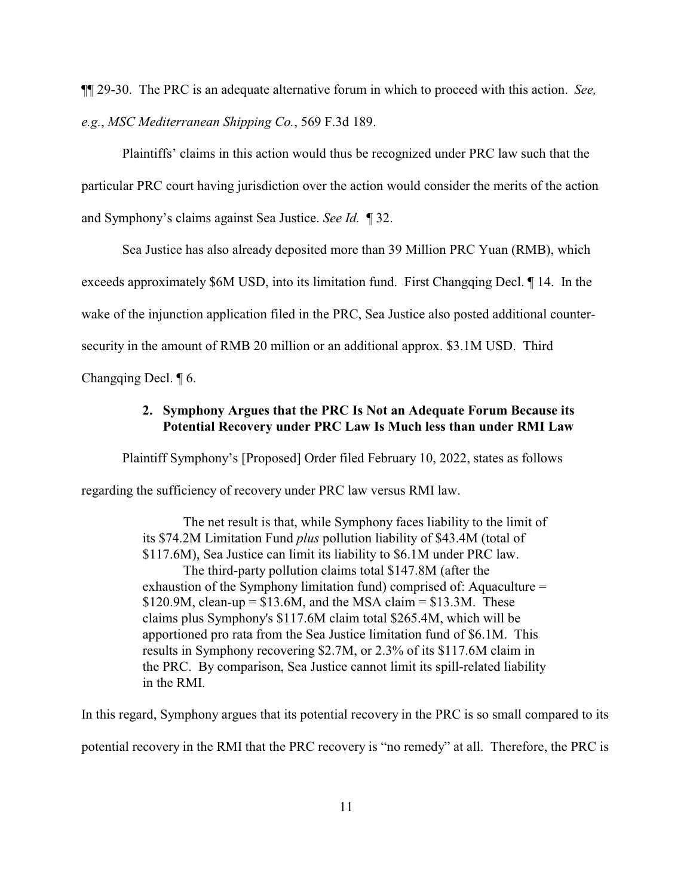¶¶ 29-30. The PRC is an adequate alternative forum in which to proceed with this action. *See, e.g.*, *MSC Mediterranean Shipping Co.*, 569 F.3d 189.

Plaintiffs' claims in this action would thus be recognized under PRC law such that the particular PRC court having jurisdiction over the action would consider the merits of the action and Symphony's claims against Sea Justice. *See Id.* ¶ 32.

Sea Justice has also already deposited more than 39 Million PRC Yuan (RMB), which exceeds approximately $6M USD, into its limitation fund. First Changqing Decl. ¶ 14. In the wake of the injunction application filed in the PRC, Sea Justice also posted additional counter-security in the amount of RMB 20 million or an additional approx. $3.1M USD. Third Changqing Decl. ¶ 6.

### 2. Symphony Argues that the PRC Is Not an Adequate Forum Because its Potential Recovery under PRC Law Is Much less than under RMI Law

Plaintiff Symphony's [Proposed] Order filed February 10, 2022, states as follows regarding the sufficiency of recovery under PRC law versus RMI law.

> The net result is that, while Symphony faces liability to the limit of its $74.2M Limitation Fund *plus* pollution liability of $43.4M (total of $117.6M), Sea Justice can limit its liability to $6.1M under PRC law.
>
> The third-party pollution claims total $147.8M (after the exhaustion of the Symphony limitation fund) comprised of: Aquaculture = $120.9M, clean-up = $13.6M, and the MSA claim = $13.3M. These claims plus Symphony's $117.6M claim total $265.4M, which will be apportioned pro rata from the Sea Justice limitation fund of $6.1M. This results in Symphony recovering $2.7M, or 2.3% of its $117.6M claim in the PRC. By comparison, Sea Justice cannot limit its spill-related liability in the RMI.

In this regard, Symphony argues that its potential recovery in the PRC is so small compared to its potential recovery in the RMI that the PRC recovery is "no remedy" at all. Therefore, the PRC is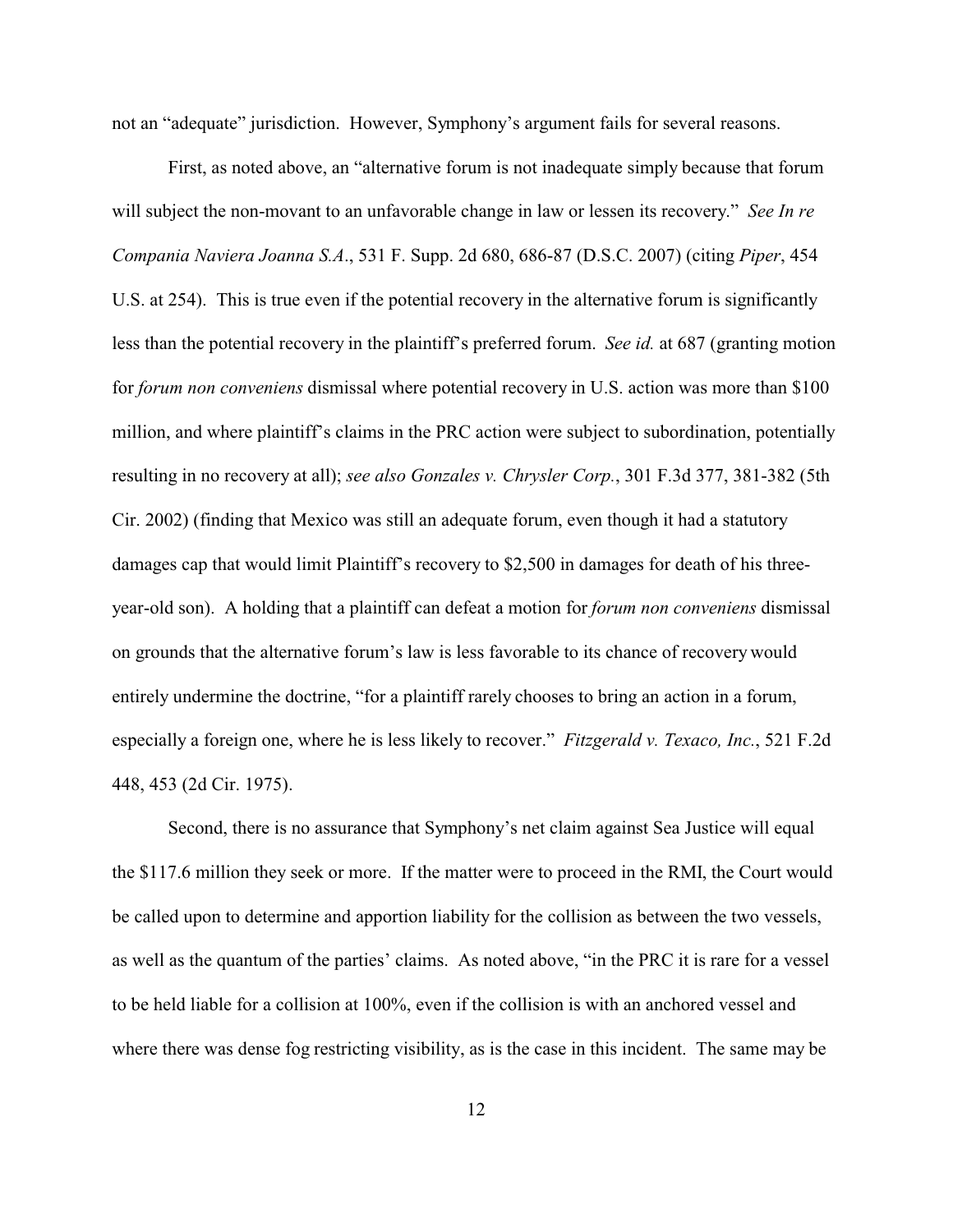not an "adequate" jurisdiction. However, Symphony's argument fails for several reasons.

First, as noted above, an "alternative forum is not inadequate simply because that forum will subject the non-movant to an unfavorable change in law or lessen its recovery." *See In re Compania Naviera Joanna S.A.*, 531 F. Supp. 2d 680, 686-87 (D.S.C. 2007) (citing *Piper*, 454 U.S. at 254). This is true even if the potential recovery in the alternative forum is significantly less than the potential recovery in the plaintiff's preferred forum. *See id.* at 687 (granting motion for *forum non conveniens* dismissal where potential recovery in U.S. action was more than $100 million, and where plaintiff's claims in the PRC action were subject to subordination, potentially resulting in no recovery at all); *see also Gonzales v. Chrysler Corp.*, 301 F.3d 377, 381-382 (5th Cir. 2002) (finding that Mexico was still an adequate forum, even though it had a statutory damages cap that would limit Plaintiff's recovery to $2,500 in damages for death of his three-year-old son). A holding that a plaintiff can defeat a motion for *forum non conveniens* dismissal on grounds that the alternative forum's law is less favorable to its chance of recovery would entirely undermine the doctrine, "for a plaintiff rarely chooses to bring an action in a forum, especially a foreign one, where he is less likely to recover." *Fitzgerald v. Texaco, Inc.*, 521 F.2d 448, 453 (2d Cir. 1975).

Second, there is no assurance that Symphony's net claim against Sea Justice will equal the $117.6 million they seek or more. If the matter were to proceed in the RMI, the Court would be called upon to determine and apportion liability for the collision as between the two vessels, as well as the quantum of the parties' claims. As noted above, "in the PRC it is rare for a vessel to be held liable for a collision at 100%, even if the collision is with an anchored vessel and where there was dense fog restricting visibility, as is the case in this incident. The same may be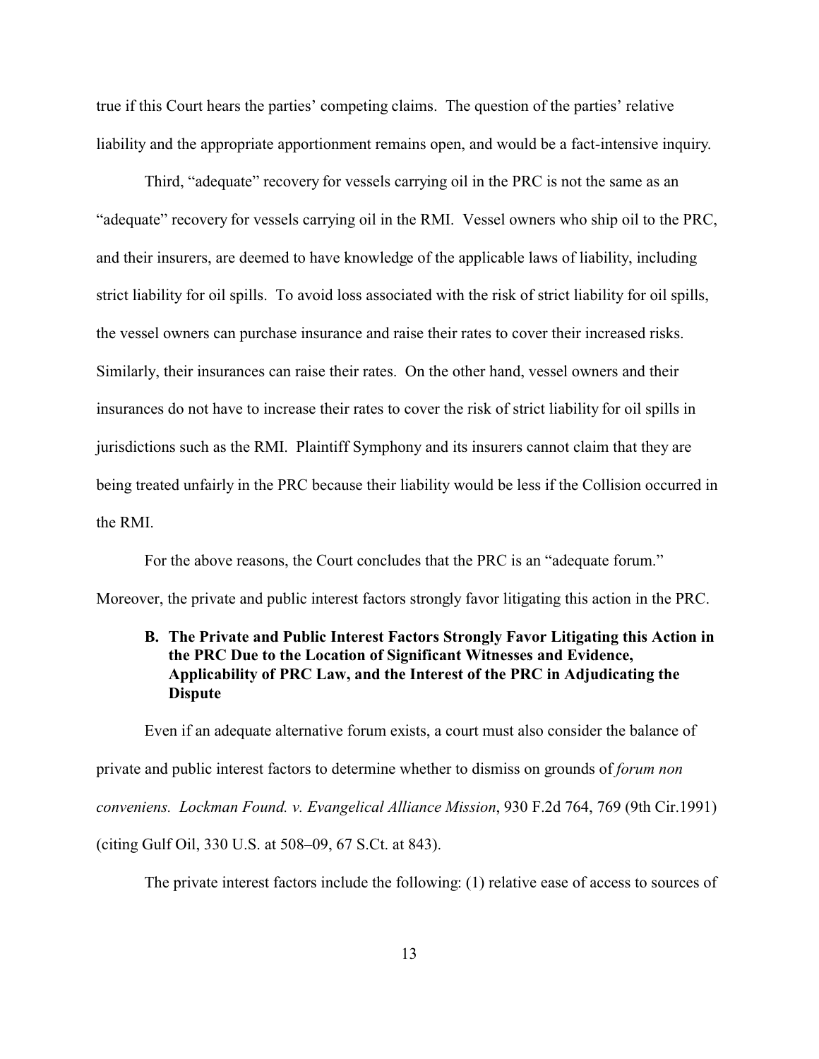true if this Court hears the parties' competing claims. The question of the parties' relative liability and the appropriate apportionment remains open, and would be a fact-intensive inquiry.

Third, "adequate" recovery for vessels carrying oil in the PRC is not the same as an "adequate" recovery for vessels carrying oil in the RMI. Vessel owners who ship oil to the PRC, and their insurers, are deemed to have knowledge of the applicable laws of liability, including strict liability for oil spills. To avoid loss associated with the risk of strict liability for oil spills, the vessel owners can purchase insurance and raise their rates to cover their increased risks. Similarly, their insurances can raise their rates. On the other hand, vessel owners and their insurances do not have to increase their rates to cover the risk of strict liability for oil spills in jurisdictions such as the RMI. Plaintiff Symphony and its insurers cannot claim that they are being treated unfairly in the PRC because their liability would be less if the Collision occurred in the RMI.

For the above reasons, the Court concludes that the PRC is an "adequate forum." Moreover, the private and public interest factors strongly favor litigating this action in the PRC.

### B. The Private and Public Interest Factors Strongly Favor Litigating this Action in the PRC Due to the Location of Significant Witnesses and Evidence, Applicability of PRC Law, and the Interest of the PRC in Adjudicating the Dispute

Even if an adequate alternative forum exists, a court must also consider the balance of private and public interest factors to determine whether to dismiss on grounds of *forum non conveniens. Lockman Found. v. Evangelical Alliance Mission*, 930 F.2d 764, 769 (9th Cir.1991) (citing Gulf Oil, 330 U.S. at 508–09, 67 S.Ct. at 843).

The private interest factors include the following: (1) relative ease of access to sources of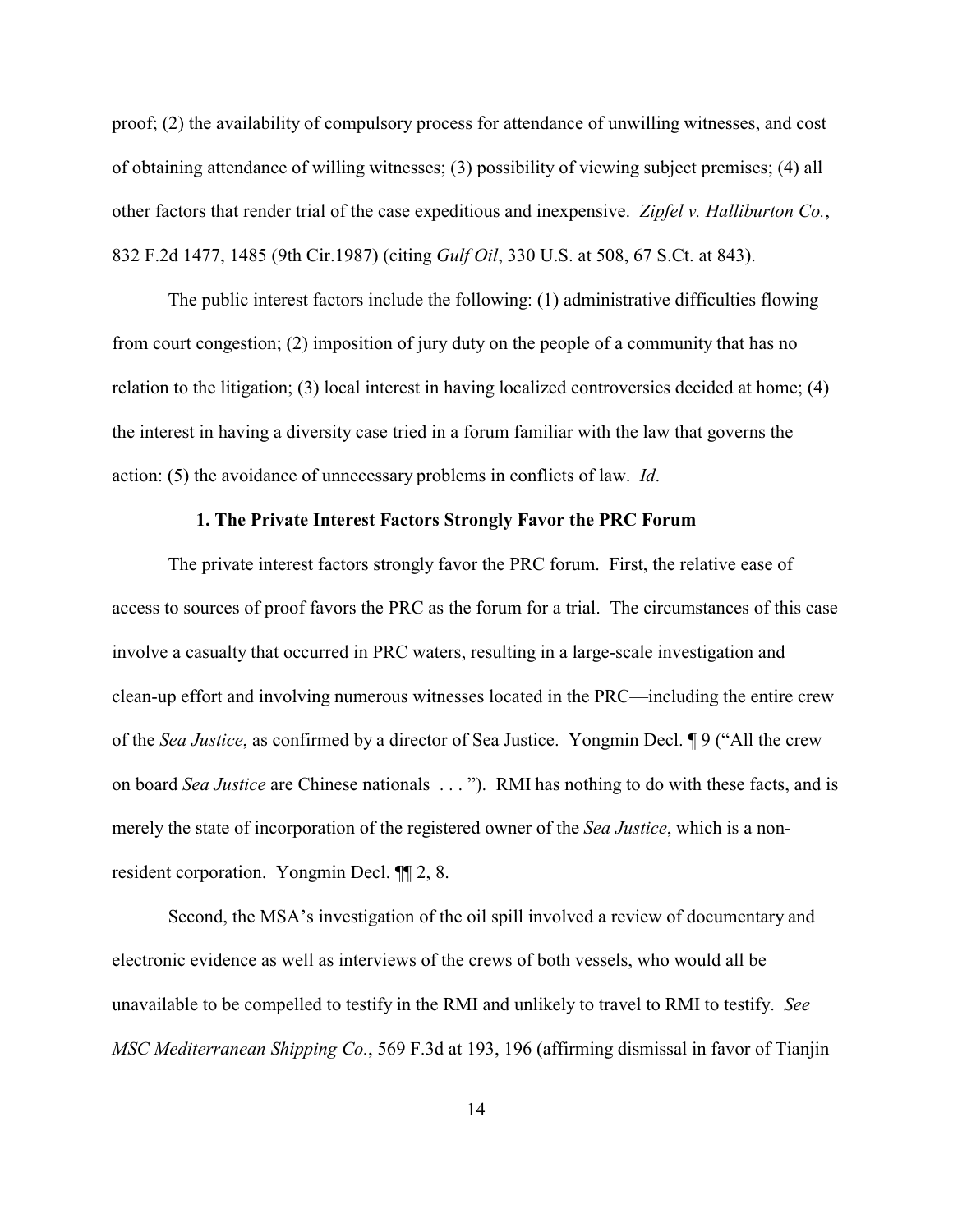proof; (2) the availability of compulsory process for attendance of unwilling witnesses, and cost of obtaining attendance of willing witnesses; (3) possibility of viewing subject premises; (4) all other factors that render trial of the case expeditious and inexpensive. *Zipfel v. Halliburton Co.*, 832 F.2d 1477, 1485 (9th Cir.1987) (citing *Gulf Oil*, 330 U.S. at 508, 67 S.Ct. at 843).

The public interest factors include the following: (1) administrative difficulties flowing from court congestion; (2) imposition of jury duty on the people of a community that has no relation to the litigation; (3) local interest in having localized controversies decided at home; (4) the interest in having a diversity case tried in a forum familiar with the law that governs the action: (5) the avoidance of unnecessary problems in conflicts of law. *Id*.

### 1. The Private Interest Factors Strongly Favor the PRC Forum

The private interest factors strongly favor the PRC forum. First, the relative ease of access to sources of proof favors the PRC as the forum for a trial. The circumstances of this case involve a casualty that occurred in PRC waters, resulting in a large-scale investigation and clean-up effort and involving numerous witnesses located in the PRC—including the entire crew of the *Sea Justice*, as confirmed by a director of Sea Justice. Yongmin Decl. ¶ 9 ("All the crew on board *Sea Justice* are Chinese nationals . . . "). RMI has nothing to do with these facts, and is merely the state of incorporation of the registered owner of the *Sea Justice*, which is a non-resident corporation. Yongmin Decl. ¶¶ 2, 8.

Second, the MSA's investigation of the oil spill involved a review of documentary and electronic evidence as well as interviews of the crews of both vessels, who would all be unavailable to be compelled to testify in the RMI and unlikely to travel to RMI to testify. *See MSC Mediterranean Shipping Co.*, 569 F.3d at 193, 196 (affirming dismissal in favor of Tianjin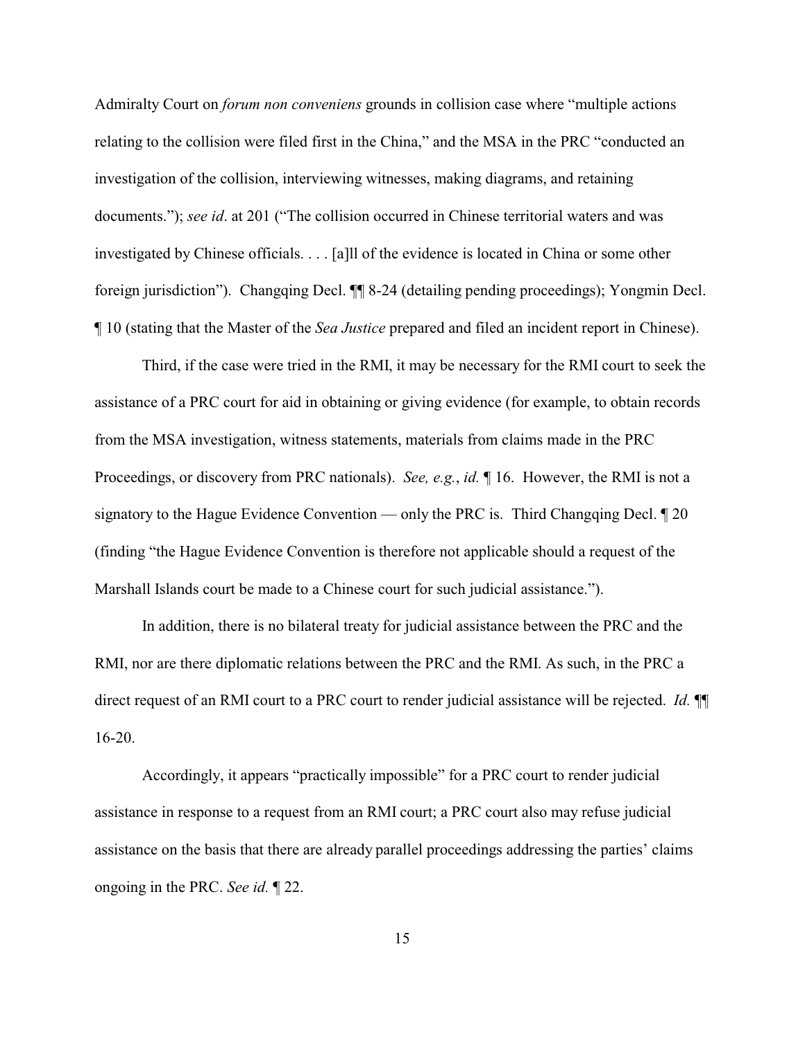Admiralty Court on *forum non conveniens* grounds in collision case where "multiple actions relating to the collision were filed first in the China," and the MSA in the PRC "conducted an investigation of the collision, interviewing witnesses, making diagrams, and retaining documents."); *see id*. at 201 ("The collision occurred in Chinese territorial waters and was investigated by Chinese officials. . . . [a]ll of the evidence is located in China or some other foreign jurisdiction"). Changqing Decl. ¶¶ 8-24 (detailing pending proceedings); Yongmin Decl. ¶ 10 (stating that the Master of the *Sea Justice* prepared and filed an incident report in Chinese).

Third, if the case were tried in the RMI, it may be necessary for the RMI court to seek the assistance of a PRC court for aid in obtaining or giving evidence (for example, to obtain records from the MSA investigation, witness statements, materials from claims made in the PRC Proceedings, or discovery from PRC nationals). *See, e.g.*, *id.* ¶ 16. However, the RMI is not a signatory to the Hague Evidence Convention — only the PRC is. Third Changqing Decl. ¶ 20 (finding "the Hague Evidence Convention is therefore not applicable should a request of the Marshall Islands court be made to a Chinese court for such judicial assistance.").

In addition, there is no bilateral treaty for judicial assistance between the PRC and the RMI, nor are there diplomatic relations between the PRC and the RMI. As such, in the PRC a direct request of an RMI court to a PRC court to render judicial assistance will be rejected. *Id.* ¶¶ 16-20.

Accordingly, it appears "practically impossible" for a PRC court to render judicial assistance in response to a request from an RMI court; a PRC court also may refuse judicial assistance on the basis that there are already parallel proceedings addressing the parties' claims ongoing in the PRC. *See id.* ¶ 22.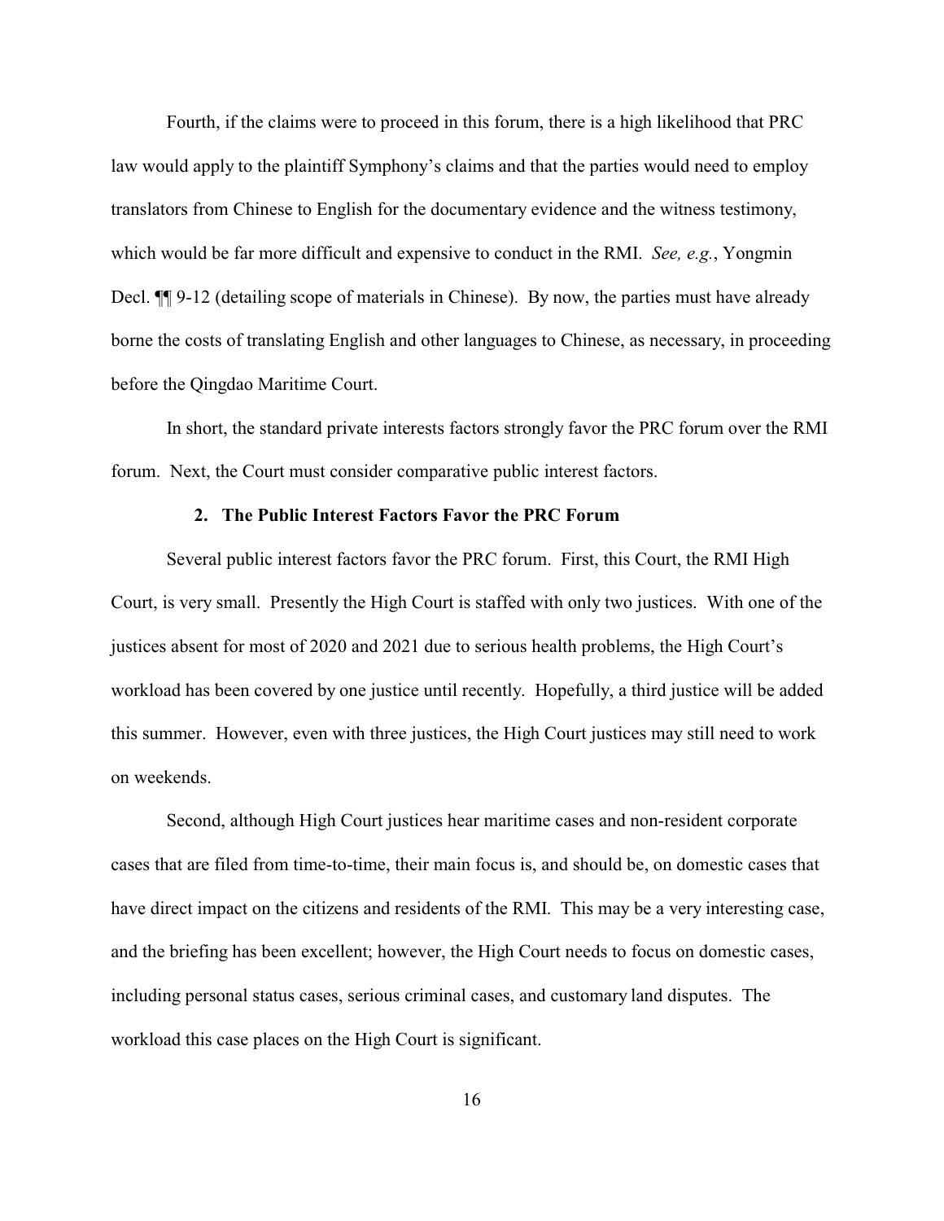Fourth, if the claims were to proceed in this forum, there is a high likelihood that PRC law would apply to the plaintiff Symphony's claims and that the parties would need to employ translators from Chinese to English for the documentary evidence and the witness testimony, which would be far more difficult and expensive to conduct in the RMI. *See, e.g.*, Yongmin Decl. ¶¶ 9-12 (detailing scope of materials in Chinese). By now, the parties must have already borne the costs of translating English and other languages to Chinese, as necessary, in proceeding before the Qingdao Maritime Court.

In short, the standard private interests factors strongly favor the PRC forum over the RMI forum. Next, the Court must consider comparative public interest factors.

### 2. The Public Interest Factors Favor the PRC Forum

Several public interest factors favor the PRC forum. First, this Court, the RMI High Court, is very small. Presently the High Court is staffed with only two justices. With one of the justices absent for most of 2020 and 2021 due to serious health problems, the High Court's workload has been covered by one justice until recently. Hopefully, a third justice will be added this summer. However, even with three justices, the High Court justices may still need to work on weekends.

Second, although High Court justices hear maritime cases and non-resident corporate cases that are filed from time-to-time, their main focus is, and should be, on domestic cases that have direct impact on the citizens and residents of the RMI. This may be a very interesting case, and the briefing has been excellent; however, the High Court needs to focus on domestic cases, including personal status cases, serious criminal cases, and customary land disputes. The workload this case places on the High Court is significant.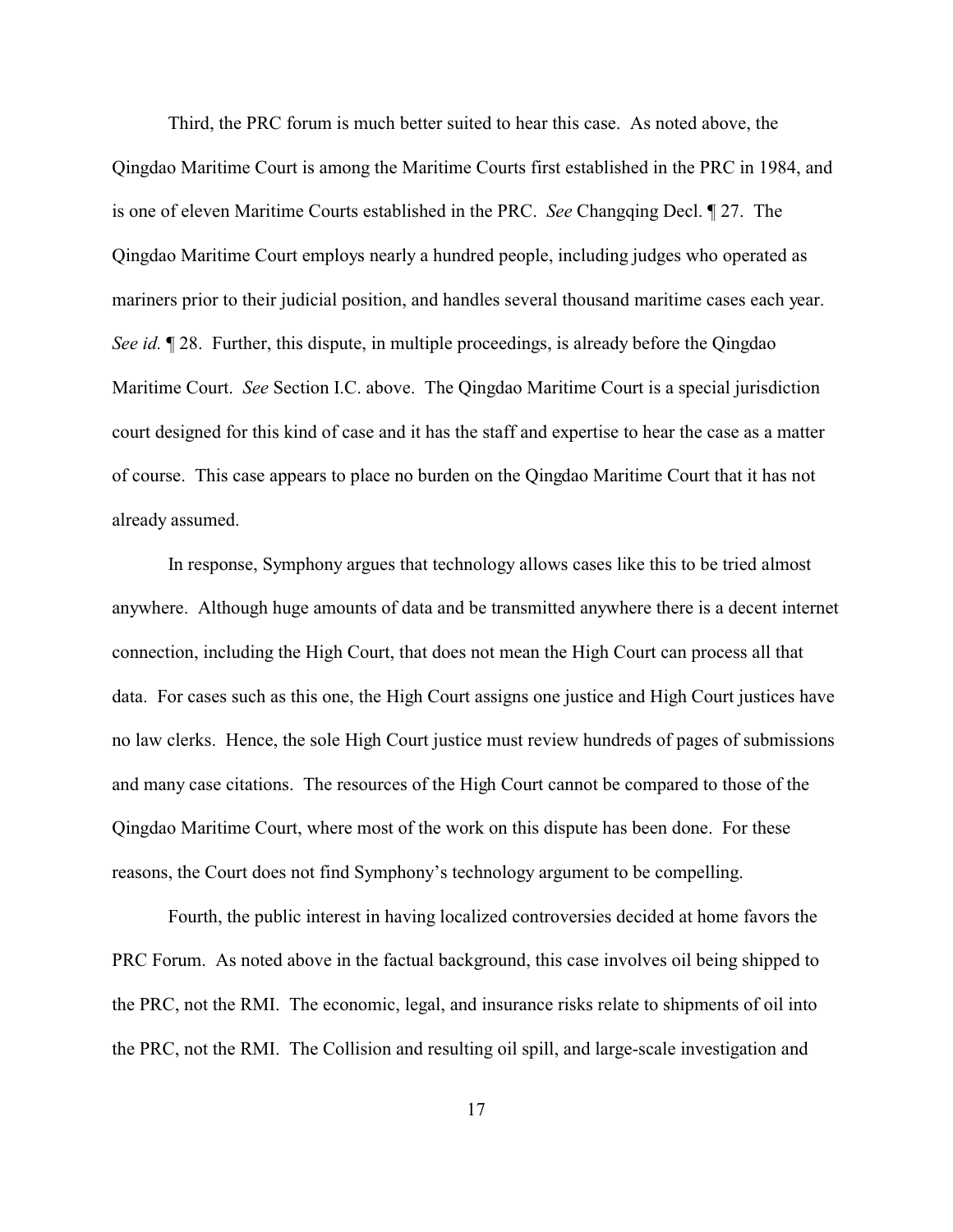Third, the PRC forum is much better suited to hear this case. As noted above, the Qingdao Maritime Court is among the Maritime Courts first established in the PRC in 1984, and is one of eleven Maritime Courts established in the PRC. *See* Changqing Decl. ¶ 27. The Qingdao Maritime Court employs nearly a hundred people, including judges who operated as mariners prior to their judicial position, and handles several thousand maritime cases each year. *See id.* ¶ 28. Further, this dispute, in multiple proceedings, is already before the Qingdao Maritime Court. *See* Section I.C. above. The Qingdao Maritime Court is a special jurisdiction court designed for this kind of case and it has the staff and expertise to hear the case as a matter of course. This case appears to place no burden on the Qingdao Maritime Court that it has not already assumed.

In response, Symphony argues that technology allows cases like this to be tried almost anywhere. Although huge amounts of data and be transmitted anywhere there is a decent internet connection, including the High Court, that does not mean the High Court can process all that data. For cases such as this one, the High Court assigns one justice and High Court justices have no law clerks. Hence, the sole High Court justice must review hundreds of pages of submissions and many case citations. The resources of the High Court cannot be compared to those of the Qingdao Maritime Court, where most of the work on this dispute has been done. For these reasons, the Court does not find Symphony's technology argument to be compelling.

Fourth, the public interest in having localized controversies decided at home favors the PRC Forum. As noted above in the factual background, this case involves oil being shipped to the PRC, not the RMI. The economic, legal, and insurance risks relate to shipments of oil into the PRC, not the RMI. The Collision and resulting oil spill, and large-scale investigation and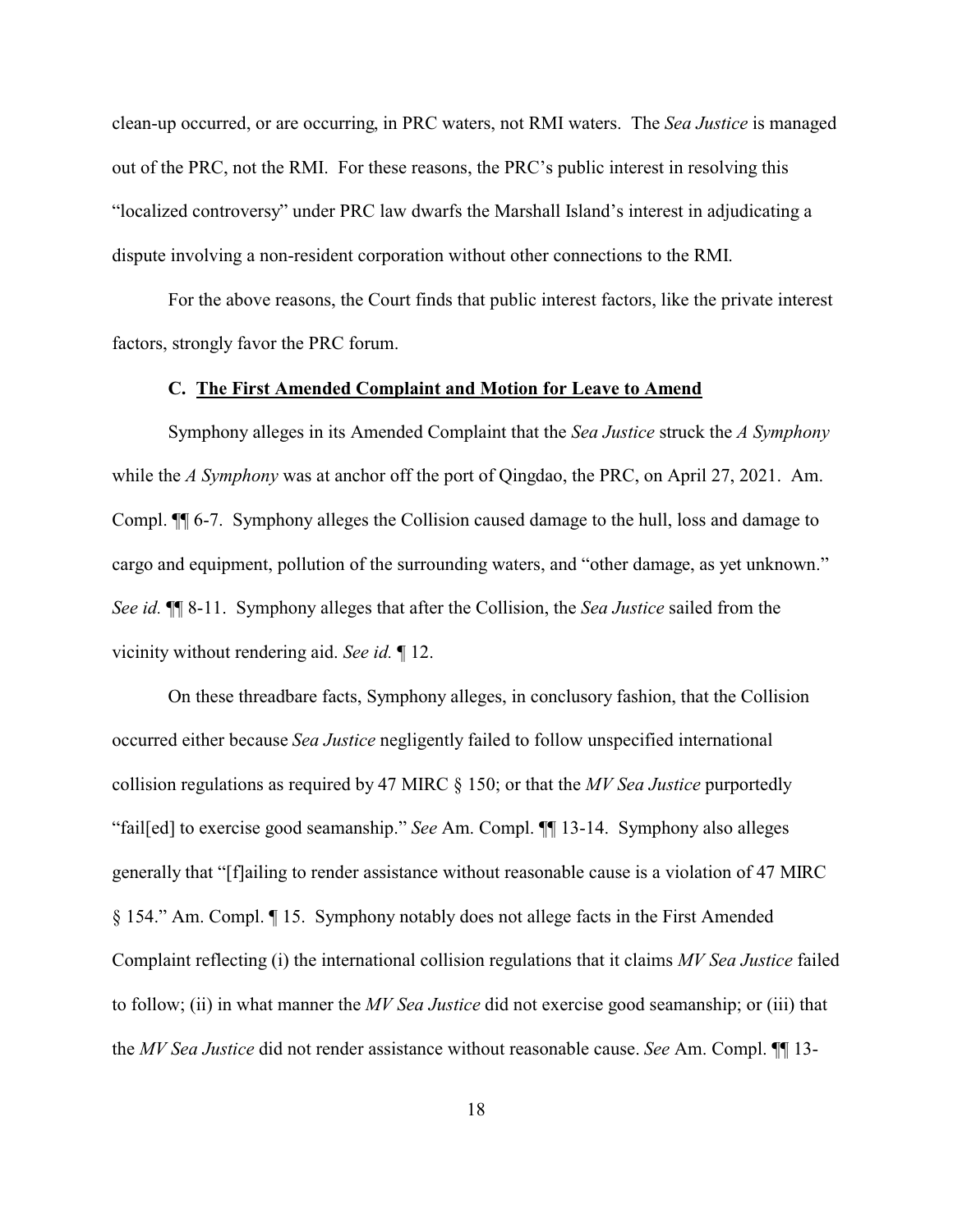clean-up occurred, or are occurring, in PRC waters, not RMI waters. The *Sea Justice* is managed out of the PRC, not the RMI. For these reasons, the PRC's public interest in resolving this "localized controversy" under PRC law dwarfs the Marshall Island's interest in adjudicating a dispute involving a non-resident corporation without other connections to the RMI.

For the above reasons, the Court finds that public interest factors, like the private interest factors, strongly favor the PRC forum.

### C. <u>The First Amended Complaint and Motion for Leave to Amend</u>

Symphony alleges in its Amended Complaint that the *Sea Justice* struck the *A Symphony* while the *A Symphony* was at anchor off the port of Qingdao, the PRC, on April 27, 2021. Am. Compl. ¶¶ 6-7. Symphony alleges the Collision caused damage to the hull, loss and damage to cargo and equipment, pollution of the surrounding waters, and "other damage, as yet unknown." *See id.* ¶¶ 8-11. Symphony alleges that after the Collision, the *Sea Justice* sailed from the vicinity without rendering aid. *See id.* ¶ 12.

On these threadbare facts, Symphony alleges, in conclusory fashion, that the Collision occurred either because *Sea Justice* negligently failed to follow unspecified international collision regulations as required by 47 MIRC § 150; or that the *MV Sea Justice* purportedly "fail[ed] to exercise good seamanship." *See* Am. Compl. ¶¶ 13-14. Symphony also alleges generally that "[f]ailing to render assistance without reasonable cause is a violation of 47 MIRC § 154." Am. Compl. ¶ 15. Symphony notably does not allege facts in the First Amended Complaint reflecting (i) the international collision regulations that it claims *MV Sea Justice* failed to follow; (ii) in what manner the *MV Sea Justice* did not exercise good seamanship; or (iii) that the *MV Sea Justice* did not render assistance without reasonable cause. *See* Am. Compl. ¶¶ 13-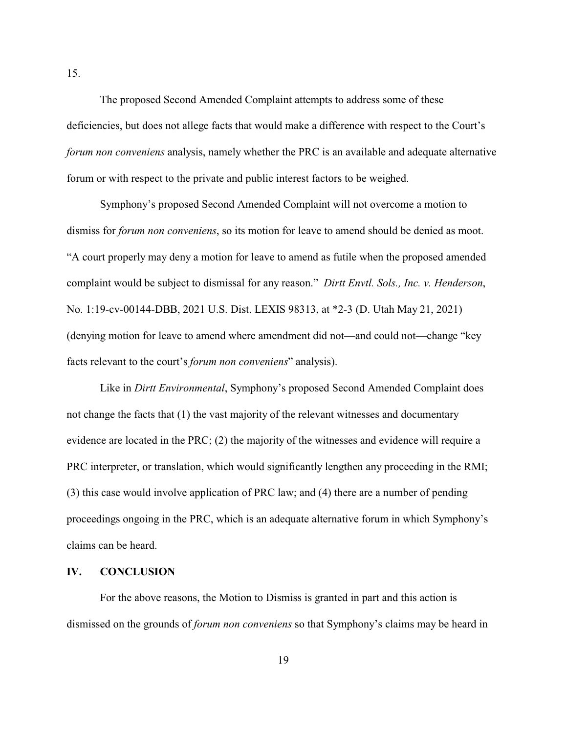15.

The proposed Second Amended Complaint attempts to address some of these deficiencies, but does not allege facts that would make a difference with respect to the Court's *forum non conveniens* analysis, namely whether the PRC is an available and adequate alternative forum or with respect to the private and public interest factors to be weighed.

Symphony's proposed Second Amended Complaint will not overcome a motion to dismiss for *forum non conveniens*, so its motion for leave to amend should be denied as moot. "A court properly may deny a motion for leave to amend as futile when the proposed amended complaint would be subject to dismissal for any reason." *Dirtt Envtl. Sols., Inc. v. Henderson*, No. 1:19-cv-00144-DBB, 2021 U.S. Dist. LEXIS 98313, at *2-3 (D. Utah May 21, 2021) (denying motion for leave to amend where amendment did not—and could not—change "key facts relevant to the court's *forum non conveniens*" analysis).

Like in *Dirtt Environmental*, Symphony's proposed Second Amended Complaint does not change the facts that (1) the vast majority of the relevant witnesses and documentary evidence are located in the PRC; (2) the majority of the witnesses and evidence will require a PRC interpreter, or translation, which would significantly lengthen any proceeding in the RMI; (3) this case would involve application of PRC law; and (4) there are a number of pending proceedings ongoing in the PRC, which is an adequate alternative forum in which Symphony's claims can be heard.

## IV. CONCLUSION

For the above reasons, the Motion to Dismiss is granted in part and this action is dismissed on the grounds of *forum non conveniens* so that Symphony's claims may be heard in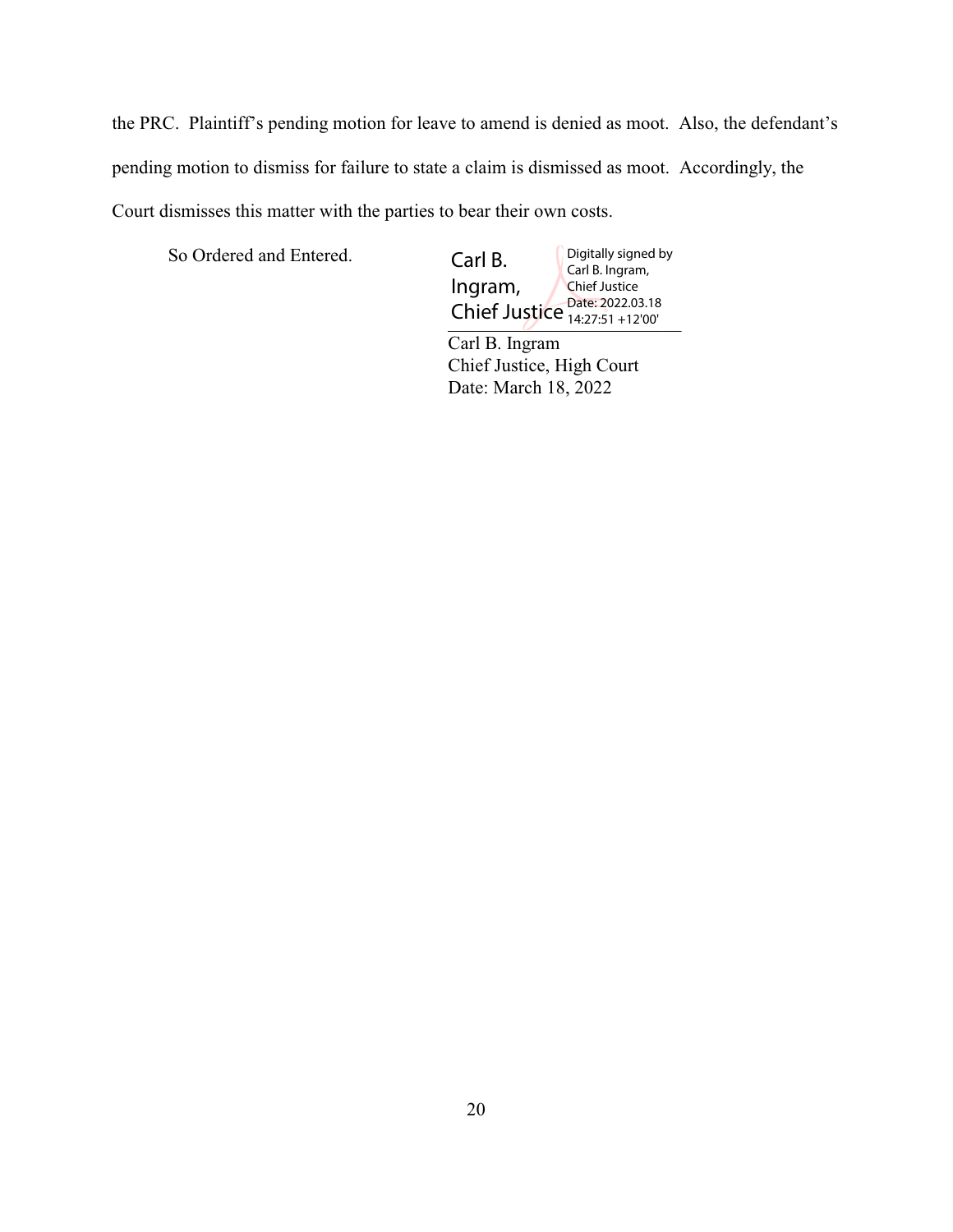the PRC. Plaintiff's pending motion for leave to amend is denied as moot. Also, the defendant's pending motion to dismiss for failure to state a claim is dismissed as moot. Accordingly, the Court dismisses this matter with the parties to bear their own costs.

So Ordered and Entered.

Carl B. Ingram, Chief Justice
Digitally signed by Carl B. Ingram, Chief Justice
Date: 2022.03.18 14:27:51 +12'00'

Carl B. Ingram
Chief Justice, High Court
Date: March 18, 2022